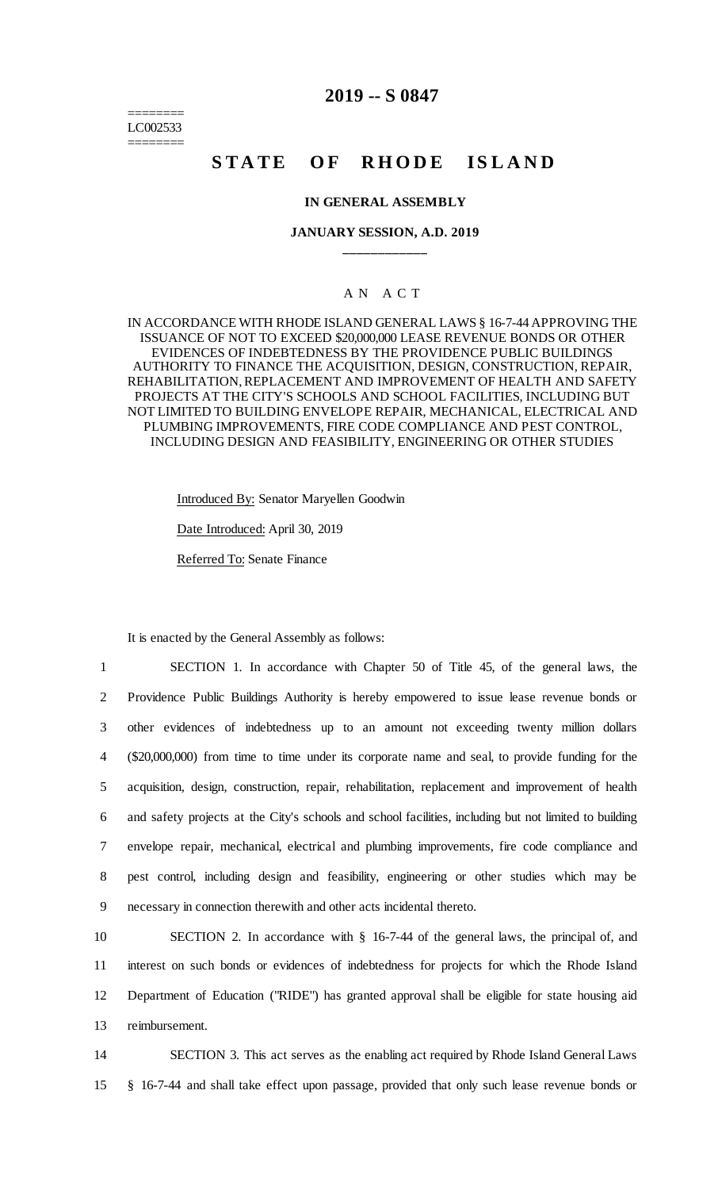========
LC002533
========

# 2019 -- S 0847

# STATE OF RHODE ISLAND

## IN GENERAL ASSEMBLY

## JANUARY SESSION, A.D. 2019

____________

A N A C T

IN ACCORDANCE WITH RHODE ISLAND GENERAL LAWS § 16-7-44 APPROVING THE ISSUANCE OF NOT TO EXCEED $20,000,000 LEASE REVENUE BONDS OR OTHER EVIDENCES OF INDEBTEDNESS BY THE PROVIDENCE PUBLIC BUILDINGS AUTHORITY TO FINANCE THE ACQUISITION, DESIGN, CONSTRUCTION, REPAIR, REHABILITATION, REPLACEMENT AND IMPROVEMENT OF HEALTH AND SAFETY PROJECTS AT THE CITY'S SCHOOLS AND SCHOOL FACILITIES, INCLUDING BUT NOT LIMITED TO BUILDING ENVELOPE REPAIR, MECHANICAL, ELECTRICAL AND PLUMBING IMPROVEMENTS, FIRE CODE COMPLIANCE AND PEST CONTROL, INCLUDING DESIGN AND FEASIBILITY, ENGINEERING OR OTHER STUDIES

Introduced By: Senator Maryellen Goodwin

Date Introduced: April 30, 2019

Referred To: Senate Finance

It is enacted by the General Assembly as follows:

1 SECTION 1. In accordance with Chapter 50 of Title 45, of the general laws, the
2 Providence Public Buildings Authority is hereby empowered to issue lease revenue bonds or
3 other evidences of indebtedness up to an amount not exceeding twenty million dollars
4 ($20,000,000) from time to time under its corporate name and seal, to provide funding for the
5 acquisition, design, construction, repair, rehabilitation, replacement and improvement of health
6 and safety projects at the City's schools and school facilities, including but not limited to building
7 envelope repair, mechanical, electrical and plumbing improvements, fire code compliance and
8 pest control, including design and feasibility, engineering or other studies which may be
9 necessary in connection therewith and other acts incidental thereto.

10 SECTION 2. In accordance with § 16-7-44 of the general laws, the principal of, and
11 interest on such bonds or evidences of indebtedness for projects for which the Rhode Island
12 Department of Education ("RIDE") has granted approval shall be eligible for state housing aid
13 reimbursement.

14 SECTION 3. This act serves as the enabling act required by Rhode Island General Laws
15 § 16-7-44 and shall take effect upon passage, provided that only such lease revenue bonds or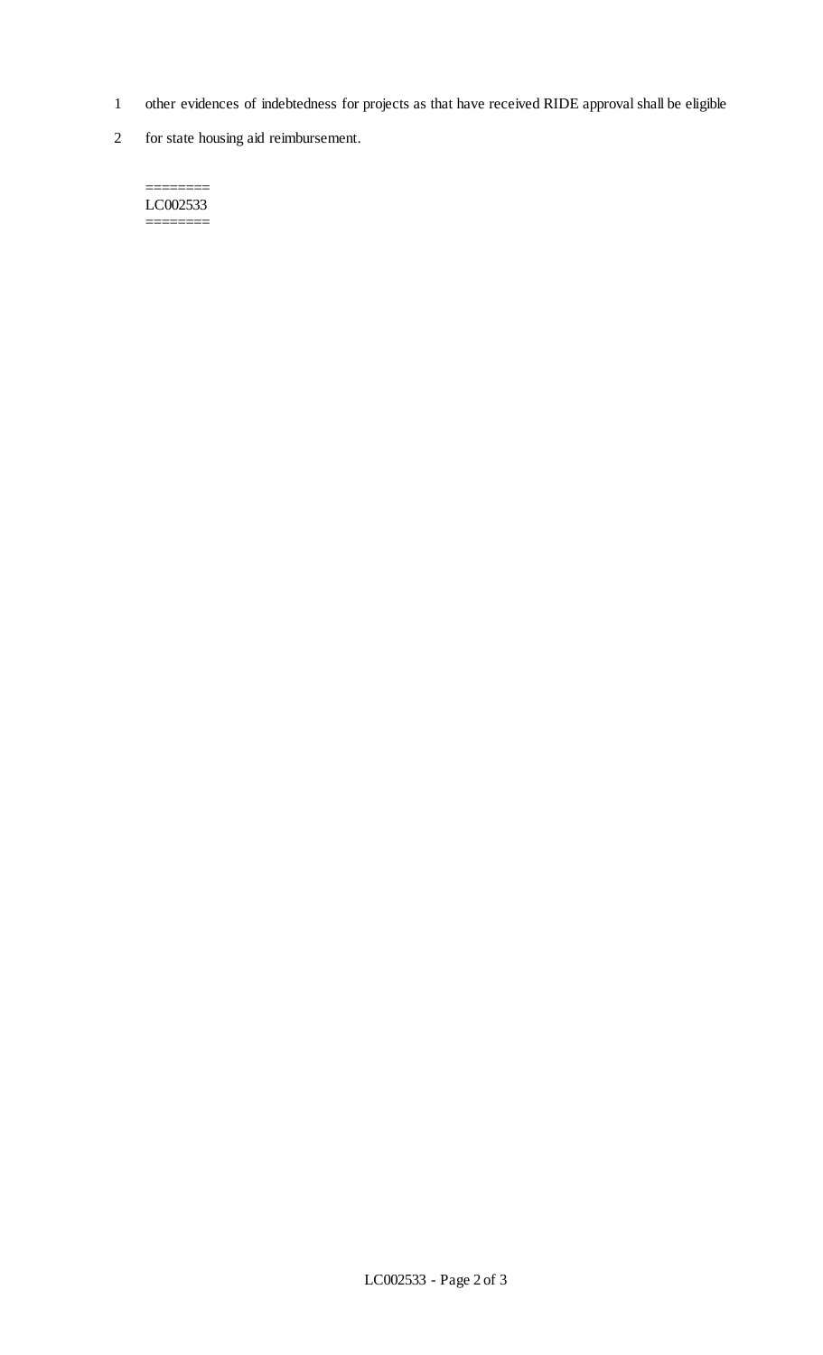other evidences of indebtedness for projects as that have received RIDE approval shall be eligible for state housing aid reimbursement.

========
LC002533
========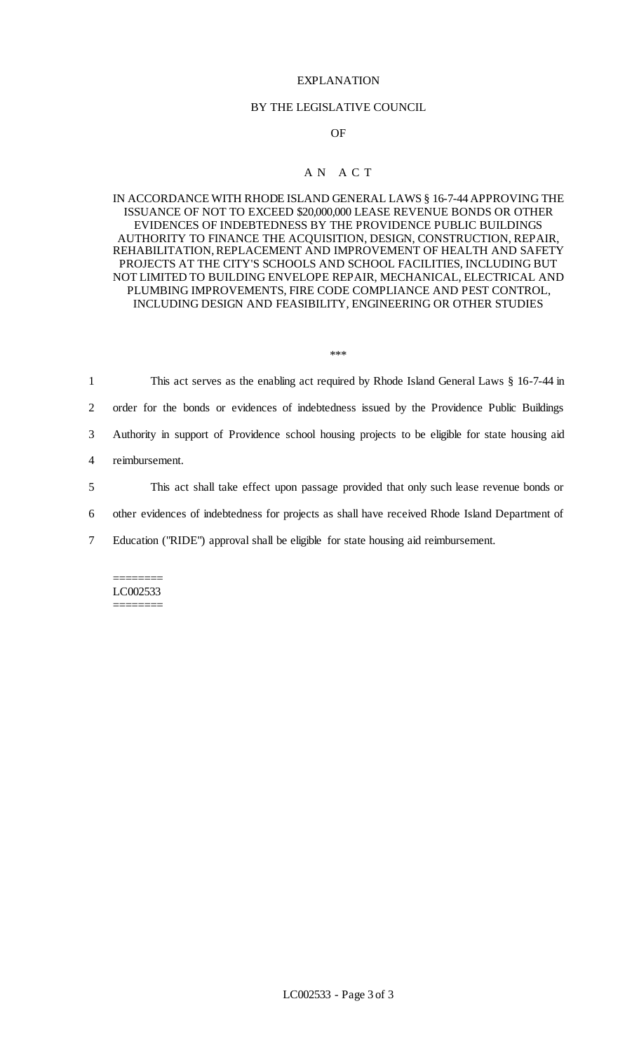EXPLANATION

BY THE LEGISLATIVE COUNCIL

OF

A N   A C T

IN ACCORDANCE WITH RHODE ISLAND GENERAL LAWS § 16-7-44 APPROVING THE ISSUANCE OF NOT TO EXCEED $20,000,000 LEASE REVENUE BONDS OR OTHER EVIDENCES OF INDEBTEDNESS BY THE PROVIDENCE PUBLIC BUILDINGS AUTHORITY TO FINANCE THE ACQUISITION, DESIGN, CONSTRUCTION, REPAIR, REHABILITATION, REPLACEMENT AND IMPROVEMENT OF HEALTH AND SAFETY PROJECTS AT THE CITY'S SCHOOLS AND SCHOOL FACILITIES, INCLUDING BUT NOT LIMITED TO BUILDING ENVELOPE REPAIR, MECHANICAL, ELECTRICAL AND PLUMBING IMPROVEMENTS, FIRE CODE COMPLIANCE AND PEST CONTROL, INCLUDING DESIGN AND FEASIBILITY, ENGINEERING OR OTHER STUDIES

\*\*\*

1 This act serves as the enabling act required by Rhode Island General Laws § 16-7-44 in
2 order for the bonds or evidences of indebtedness issued by the Providence Public Buildings
3 Authority in support of Providence school housing projects to be eligible for state housing aid
4 reimbursement.
5 This act shall take effect upon passage provided that only such lease revenue bonds or
6 other evidences of indebtedness for projects as shall have received Rhode Island Department of
7 Education ("RIDE") approval shall be eligible for state housing aid reimbursement.

========
LC002533
========